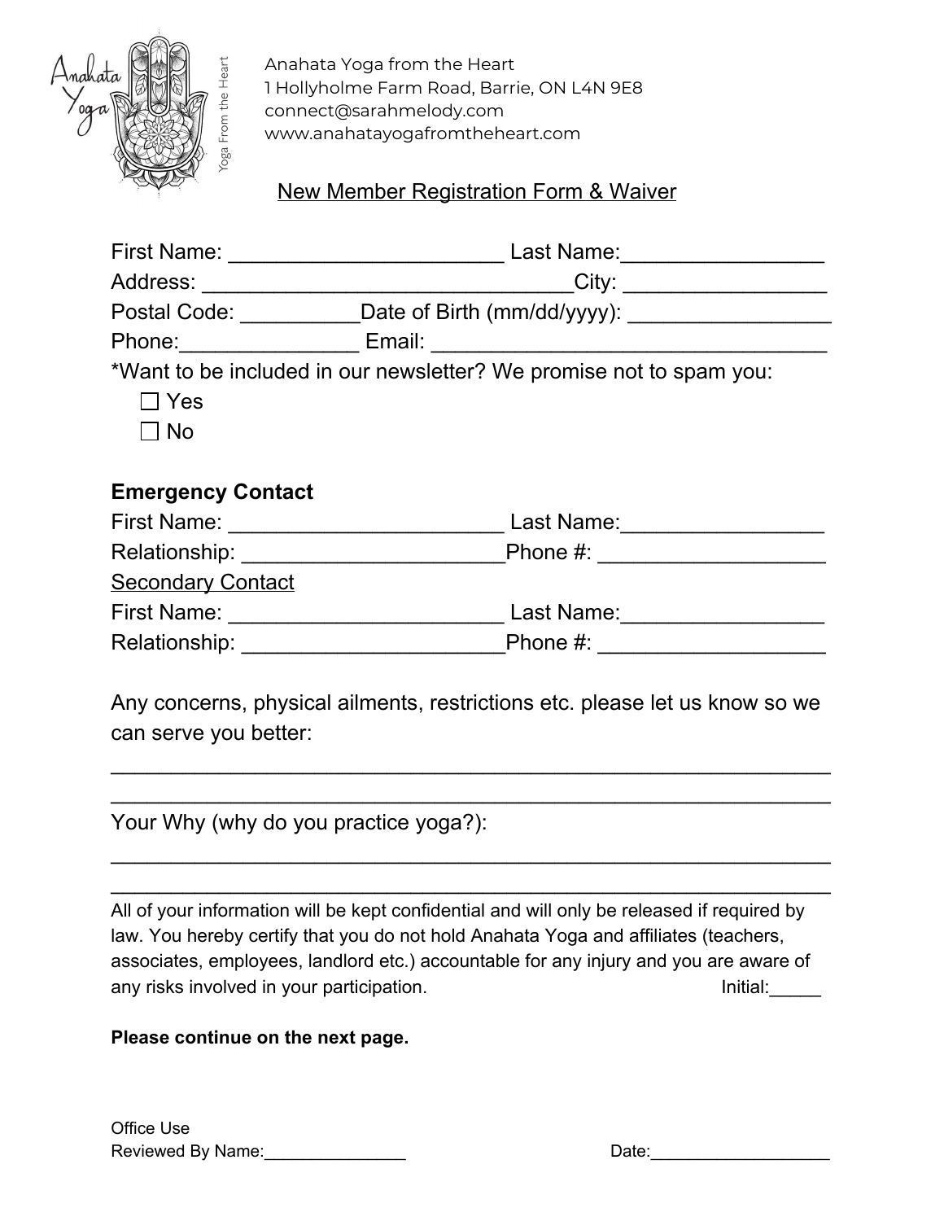Anahata Yoga from the Heart
1 Hollyholme Farm Road, Barrie, ON L4N 9E8
connect@sarahmelody.com
www.anahatayogafromtheheart.com

## New Member Registration Form & Waiver

First Name: _______________________ Last Name:_________________
Address: ______________________________City: _________________
Postal Code: __________Date of Birth (mm/dd/yyyy): _________________
Phone:_______________ Email: _________________________________
*Want to be included in our newsletter? We promise not to spam you:

- ☐ Yes
- ☐ No

**Emergency Contact**

First Name: _______________________ Last Name:_________________
Relationship: ______________________Phone #: ___________________

Secondary Contact

First Name: _______________________ Last Name:_________________
Relationship: ______________________Phone #: ___________________

Any concerns, physical ailments, restrictions etc. please let us know so we can serve you better:

______________________________________________________________
______________________________________________________________

Your Why (why do you practice yoga?):

______________________________________________________________
______________________________________________________________

All of your information will be kept confidential and will only be released if required by law. You hereby certify that you do not hold Anahata Yoga and affiliates (teachers, associates, employees, landlord etc.) accountable for any injury and you are aware of any risks involved in your participation. Initial:_____

**Please continue on the next page.**

Office Use
Reviewed By Name:_______________ Date:___________________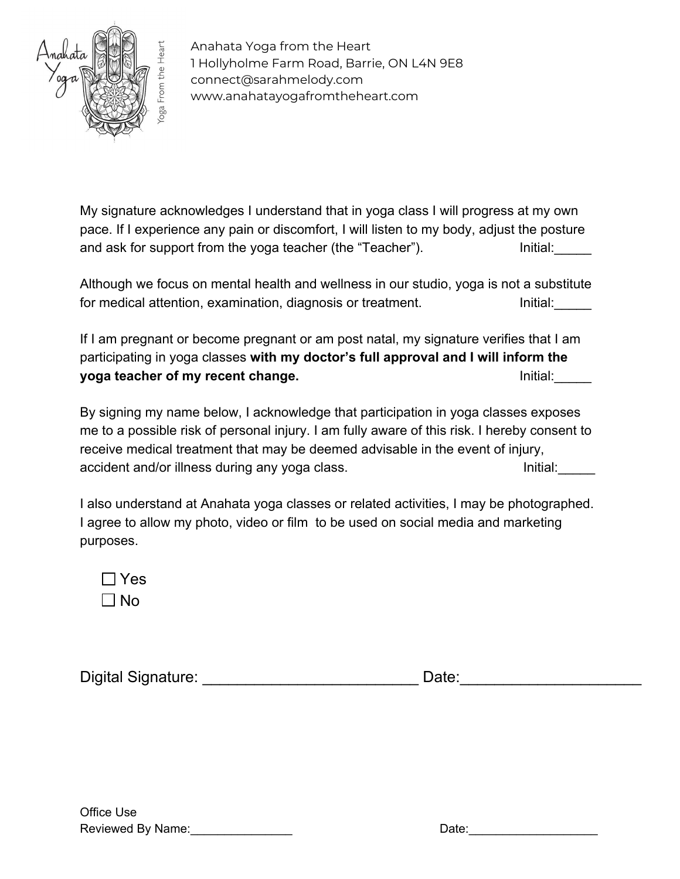Anahata Yoga from the Heart
1 Hollyholme Farm Road, Barrie, ON L4N 9E8
connect@sarahmelody.com
www.anahatayogafromtheheart.com

My signature acknowledges I understand that in yoga class I will progress at my own pace. If I experience any pain or discomfort, I will listen to my body, adjust the posture and ask for support from the yoga teacher (the "Teacher"). Initial:_____

Although we focus on mental health and wellness in our studio, yoga is not a substitute for medical attention, examination, diagnosis or treatment. Initial:_____

If I am pregnant or become pregnant or am post natal, my signature verifies that I am participating in yoga classes **with my doctor's full approval and I will inform the yoga teacher of my recent change.** Initial:_____

By signing my name below, I acknowledge that participation in yoga classes exposes me to a possible risk of personal injury. I am fully aware of this risk. I hereby consent to receive medical treatment that may be deemed advisable in the event of injury, accident and/or illness during any yoga class. Initial:_____

I also understand at Anahata yoga classes or related activities, I may be photographed. I agree to allow my photo, video or film to be used on social media and marketing purposes.

☐ Yes
☐ No

Digital Signature: _________________________ Date:____________________

Office Use
Reviewed By Name:_______________ Date:__________________